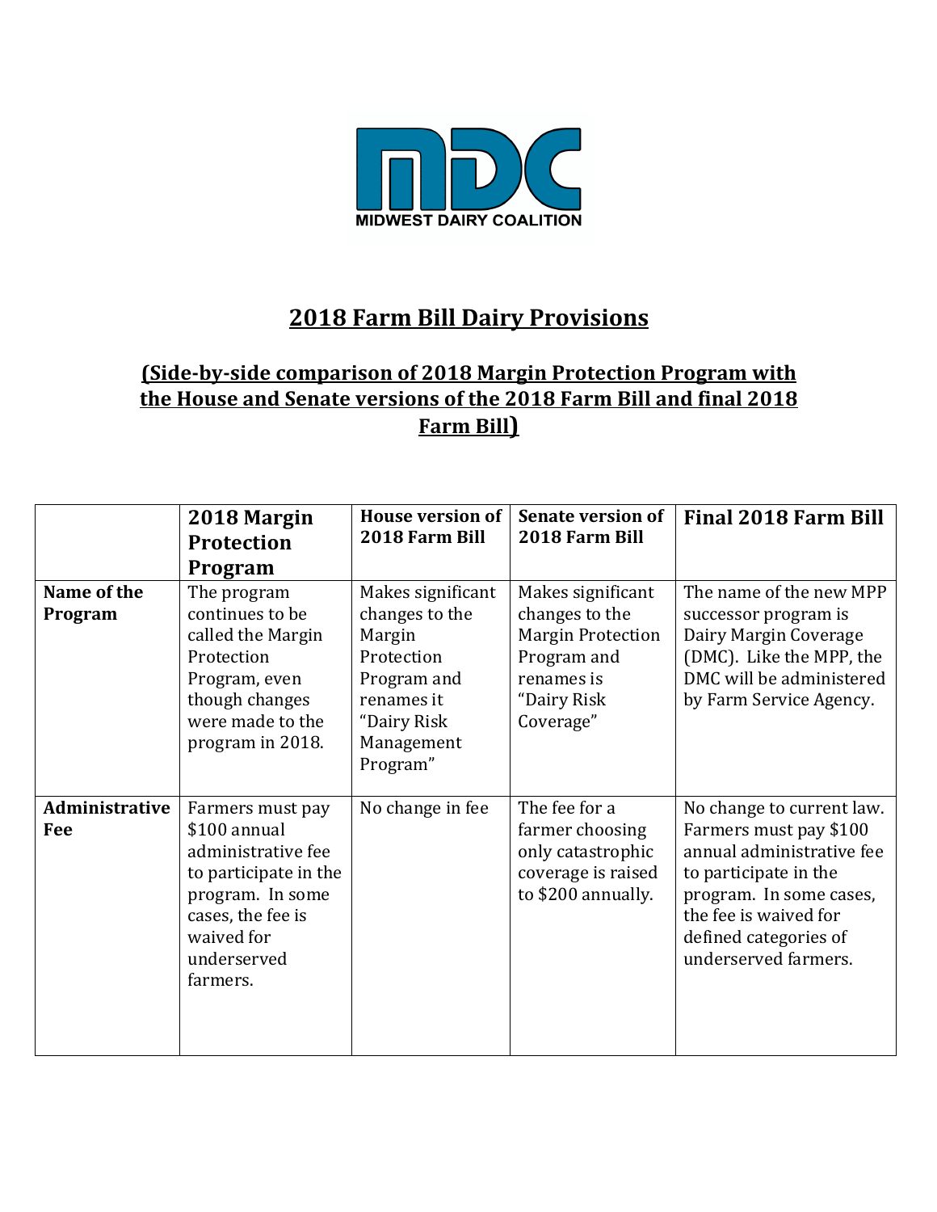MIDWEST DAIRY COALITION

# 2018 Farm Bill Dairy Provisions

## (Side-by-side comparison of 2018 Margin Protection Program with the House and Senate versions of the 2018 Farm Bill and final 2018 Farm Bill)

| | 2018 Margin Protection Program | House version of 2018 Farm Bill | Senate version of 2018 Farm Bill | Final 2018 Farm Bill |
|---|---|---|---|---|
| **Name of the Program** | The program continues to be called the Margin Protection Program, even though changes were made to the program in 2018. | Makes significant changes to the Margin Protection Program and renames it "Dairy Risk Management Program" | Makes significant changes to the Margin Protection Program and renames is "Dairy Risk Coverage" | The name of the new MPP successor program is Dairy Margin Coverage (DMC). Like the MPP, the DMC will be administered by Farm Service Agency. |
| **Administrative Fee** | Farmers must pay $100 annual administrative fee to participate in the program. In some cases, the fee is waived for underserved farmers. | No change in fee | The fee for a farmer choosing only catastrophic coverage is raised to $200 annually. | No change to current law. Farmers must pay $100 annual administrative fee to participate in the program. In some cases, the fee is waived for defined categories of underserved farmers. |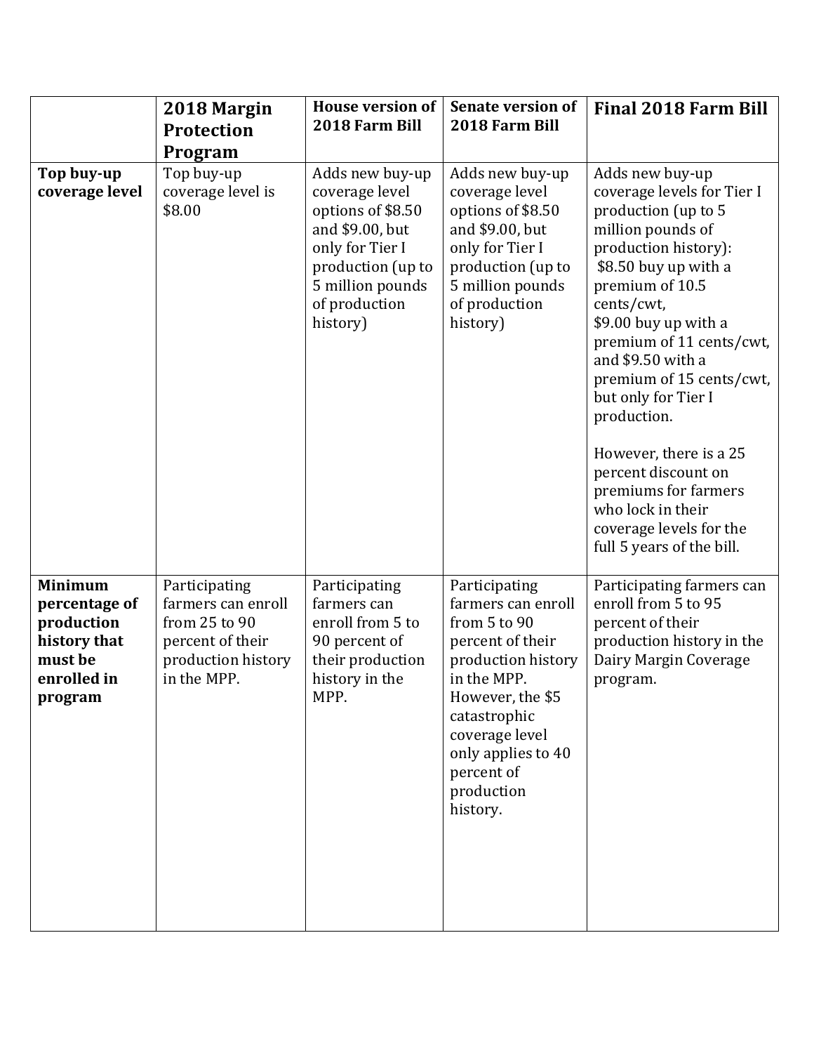| | 2018 Margin Protection Program | House version of 2018 Farm Bill | Senate version of 2018 Farm Bill | Final 2018 Farm Bill |
|---|---|---|---|---|
| **Top buy-up coverage level** | Top buy-up coverage level is $8.00 | Adds new buy-up coverage level options of $8.50 and $9.00, but only for Tier I production (up to 5 million pounds of production history) | Adds new buy-up coverage level options of $8.50 and $9.00, but only for Tier I production (up to 5 million pounds of production history) | Adds new buy-up coverage levels for Tier I production (up to 5 million pounds of production history): $8.50 buy up with a premium of 10.5 cents/cwt, $9.00 buy up with a premium of 11 cents/cwt, and $9.50 with a premium of 15 cents/cwt, but only for Tier I production.<br><br>However, there is a 25 percent discount on premiums for farmers who lock in their coverage levels for the full 5 years of the bill. |
| **Minimum percentage of production history that must be enrolled in program** | Participating farmers can enroll from 25 to 90 percent of their production history in the MPP. | Participating farmers can enroll from 5 to 90 percent of their production history in the MPP. | Participating farmers can enroll from 5 to 90 percent of their production history in the MPP. However, the $5 catastrophic coverage level only applies to 40 percent of production history. | Participating farmers can enroll from 5 to 95 percent of their production history in the Dairy Margin Coverage program. |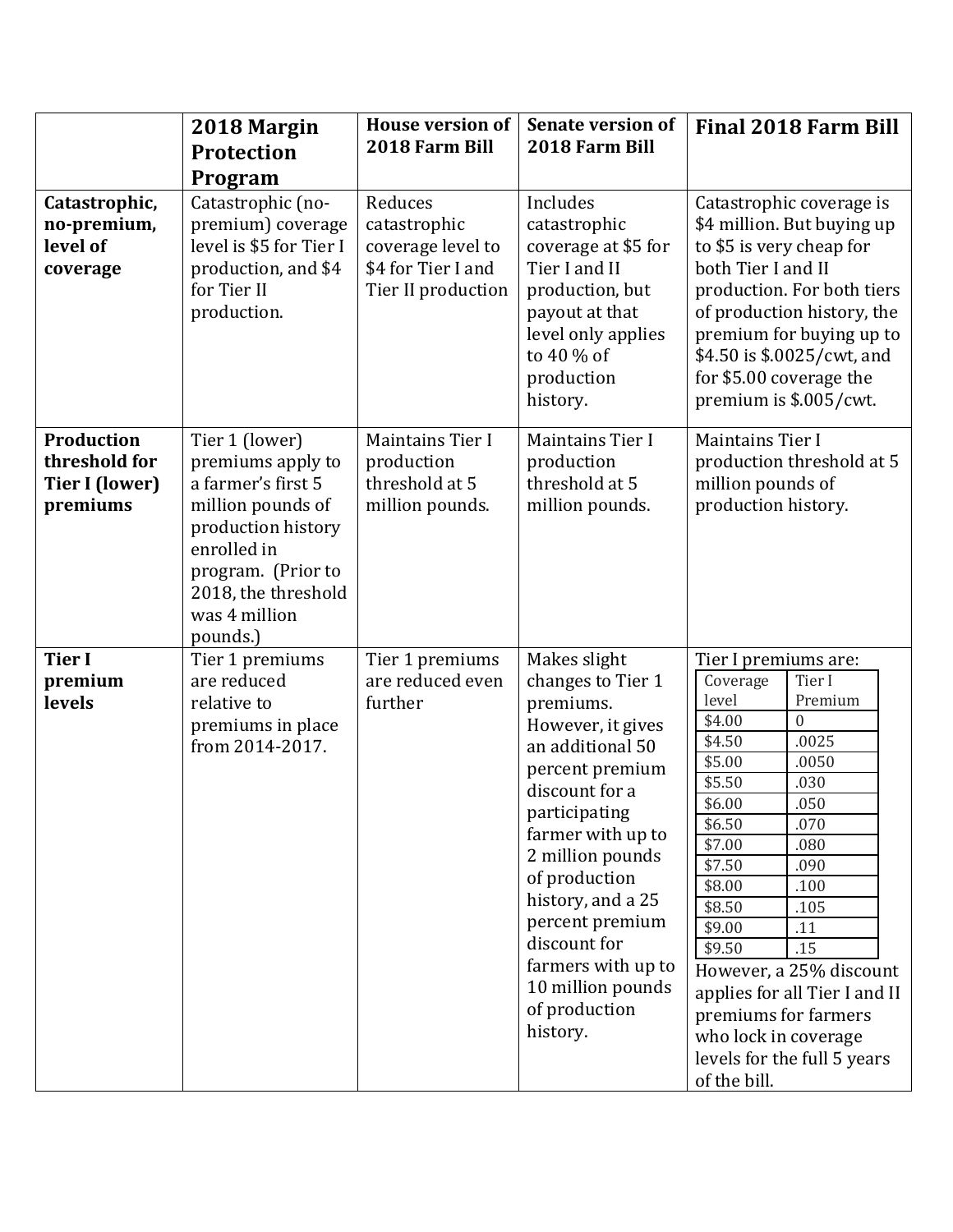| | 2018 Margin Protection Program | House version of 2018 Farm Bill | Senate version of 2018 Farm Bill | Final 2018 Farm Bill |
|---|---|---|---|---|
| **Catastrophic, no-premium, level of coverage** | Catastrophic (no-premium) coverage level is $5 for Tier I production, and $4 for Tier II production. | Reduces catastrophic coverage level to $4 for Tier I and Tier II production | Includes catastrophic coverage at $5 for Tier I and II production, but payout at that level only applies to 40 % of production history. | Catastrophic coverage is $4 million. But buying up to $5 is very cheap for both Tier I and II production. For both tiers of production history, the premium for buying up to $4.50 is $.0025/cwt, and for $5.00 coverage the premium is $.005/cwt. |
| **Production threshold for Tier I (lower) premiums** | Tier 1 (lower) premiums apply to a farmer's first 5 million pounds of production history enrolled in program. (Prior to 2018, the threshold was 4 million pounds.) | Maintains Tier I production threshold at 5 million pounds. | Maintains Tier I production threshold at 5 million pounds. | Maintains Tier I production threshold at 5 million pounds of production history. |
| **Tier I premium levels** | Tier 1 premiums are reduced relative to premiums in place from 2014-2017. | Tier 1 premiums are reduced even further | Makes slight changes to Tier 1 premiums. However, it gives an additional 50 percent premium discount for a participating farmer with up to 2 million pounds of production history, and a 25 percent premium discount for farmers with up to 10 million pounds of production history. | Tier I premiums are: (Coverage level / Tier I Premium) $4.00 / 0; $4.50 / .0025; $5.00 / .0050; $5.50 / .030; $6.00 / .050; $6.50 / .070; $7.00 / .080; $7.50 / .090; $8.00 / .100; $8.50 / .105; $9.00 / .11; $9.50 / .15. However, a 25% discount applies for all Tier I and II premiums for farmers who lock in coverage levels for the full 5 years of the bill. |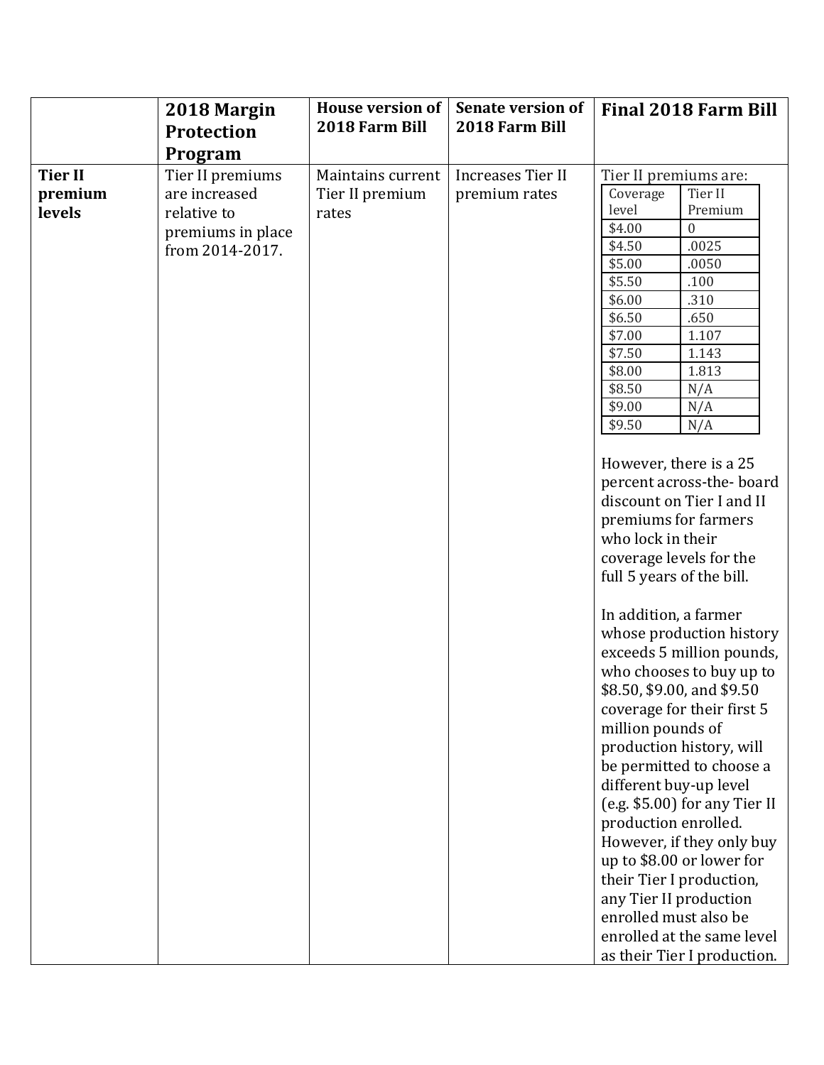| | 2018 Margin Protection Program | House version of 2018 Farm Bill | Senate version of 2018 Farm Bill | Final 2018 Farm Bill |
|---|---|---|---|---|
| **Tier II premium levels** | Tier II premiums are increased relative to premiums in place from 2014-2017. | Maintains current Tier II premium rates | Increases Tier II premium rates | Tier II premiums are:<br><br>Coverage level: Tier II Premium<br>$4.00: 0<br>$4.50: .0025<br>$5.00: .0050<br>$5.50: .100<br>$6.00: .310<br>$6.50: .650<br>$7.00: 1.107<br>$7.50: 1.143<br>$8.00: 1.813<br>$8.50: N/A<br>$9.00: N/A<br>$9.50: N/A<br><br>However, there is a 25 percent across-the- board discount on Tier I and II premiums for farmers who lock in their coverage levels for the full 5 years of the bill.<br><br>In addition, a farmer whose production history exceeds 5 million pounds, who chooses to buy up to $8.50, $9.00, and $9.50 coverage for their first 5 million pounds of production history, will be permitted to choose a different buy-up level (e.g. $5.00) for any Tier II production enrolled. However, if they only buy up to $8.00 or lower for their Tier I production, any Tier II production enrolled must also be enrolled at the same level as their Tier I production. |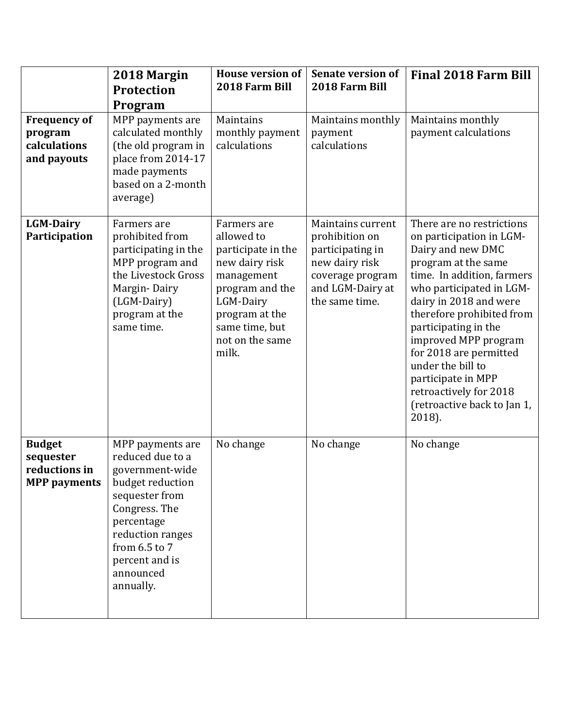| | 2018 Margin Protection Program | House version of 2018 Farm Bill | Senate version of 2018 Farm Bill | Final 2018 Farm Bill |
|---|---|---|---|---|
| **Frequency of program calculations and payouts** | MPP payments are calculated monthly (the old program in place from 2014-17 made payments based on a 2-month average) | Maintains monthly payment calculations | Maintains monthly payment calculations | Maintains monthly payment calculations |
| **LGM-Dairy Participation** | Farmers are prohibited from participating in the MPP program and the Livestock Gross Margin- Dairy (LGM-Dairy) program at the same time. | Farmers are allowed to participate in the new dairy risk management program and the LGM-Dairy program at the same time, but not on the same milk. | Maintains current prohibition on participating in new dairy risk coverage program and LGM-Dairy at the same time. | There are no restrictions on participation in LGM-Dairy and new DMC program at the same time. In addition, farmers who participated in LGM-dairy in 2018 and were therefore prohibited from participating in the improved MPP program for 2018 are permitted under the bill to participate in MPP retroactively for 2018 (retroactive back to Jan 1, 2018). |
| **Budget sequester reductions in MPP payments** | MPP payments are reduced due to a government-wide budget reduction sequester from Congress. The percentage reduction ranges from 6.5 to 7 percent and is announced annually. | No change | No change | No change |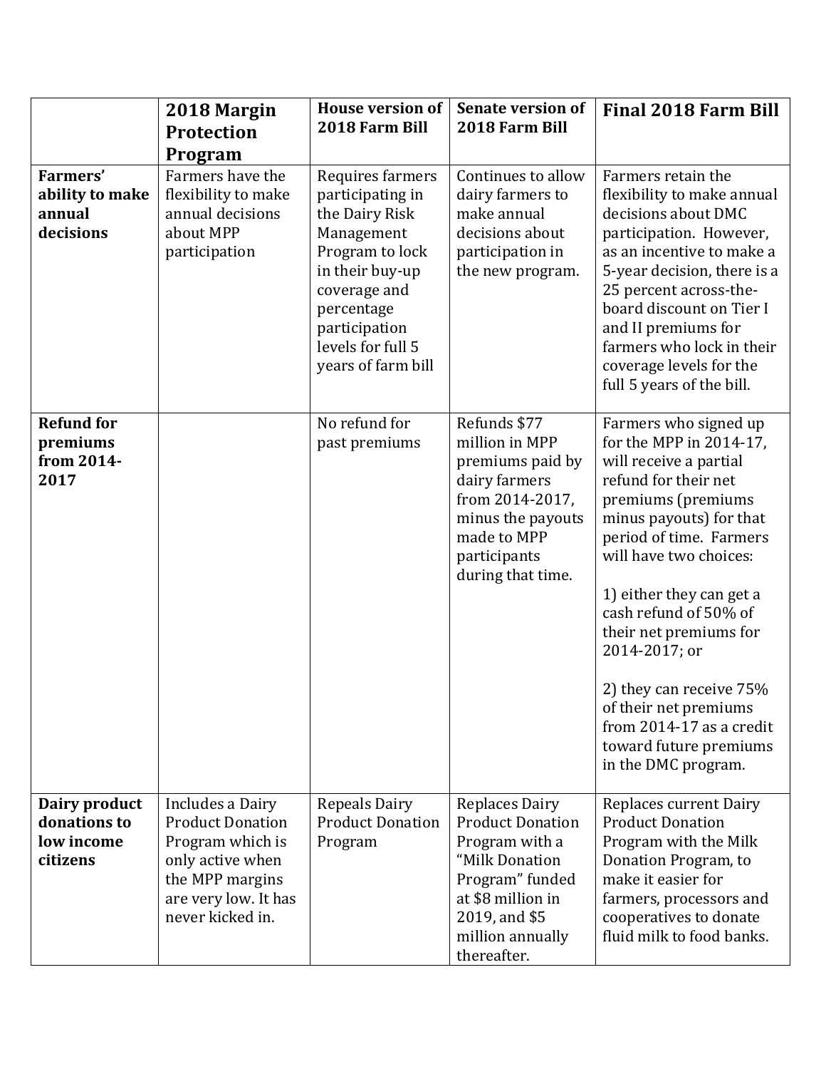| | 2018 Margin Protection Program | House version of 2018 Farm Bill | Senate version of 2018 Farm Bill | Final 2018 Farm Bill |
|---|---|---|---|---|
| **Farmers' ability to make annual decisions** | Farmers have the flexibility to make annual decisions about MPP participation | Requires farmers participating in the Dairy Risk Management Program to lock in their buy-up coverage and percentage participation levels for full 5 years of farm bill | Continues to allow dairy farmers to make annual decisions about participation in the new program. | Farmers retain the flexibility to make annual decisions about DMC participation. However, as an incentive to make a 5-year decision, there is a 25 percent across-the-board discount on Tier I and II premiums for farmers who lock in their coverage levels for the full 5 years of the bill. |
| **Refund for premiums from 2014-2017** | | No refund for past premiums | Refunds $77 million in MPP premiums paid by dairy farmers from 2014-2017, minus the payouts made to MPP participants during that time. | Farmers who signed up for the MPP in 2014-17, will receive a partial refund for their net premiums (premiums minus payouts) for that period of time. Farmers will have two choices:<br><br>1) either they can get a cash refund of 50% of their net premiums for 2014-2017; or<br><br>2) they can receive 75% of their net premiums from 2014-17 as a credit toward future premiums in the DMC program. |
| **Dairy product donations to low income citizens** | Includes a Dairy Product Donation Program which is only active when the MPP margins are very low. It has never kicked in. | Repeals Dairy Product Donation Program | Replaces Dairy Product Donation Program with a "Milk Donation Program" funded at $8 million in 2019, and $5 million annually thereafter. | Replaces current Dairy Product Donation Program with the Milk Donation Program, to make it easier for farmers, processors and cooperatives to donate fluid milk to food banks. |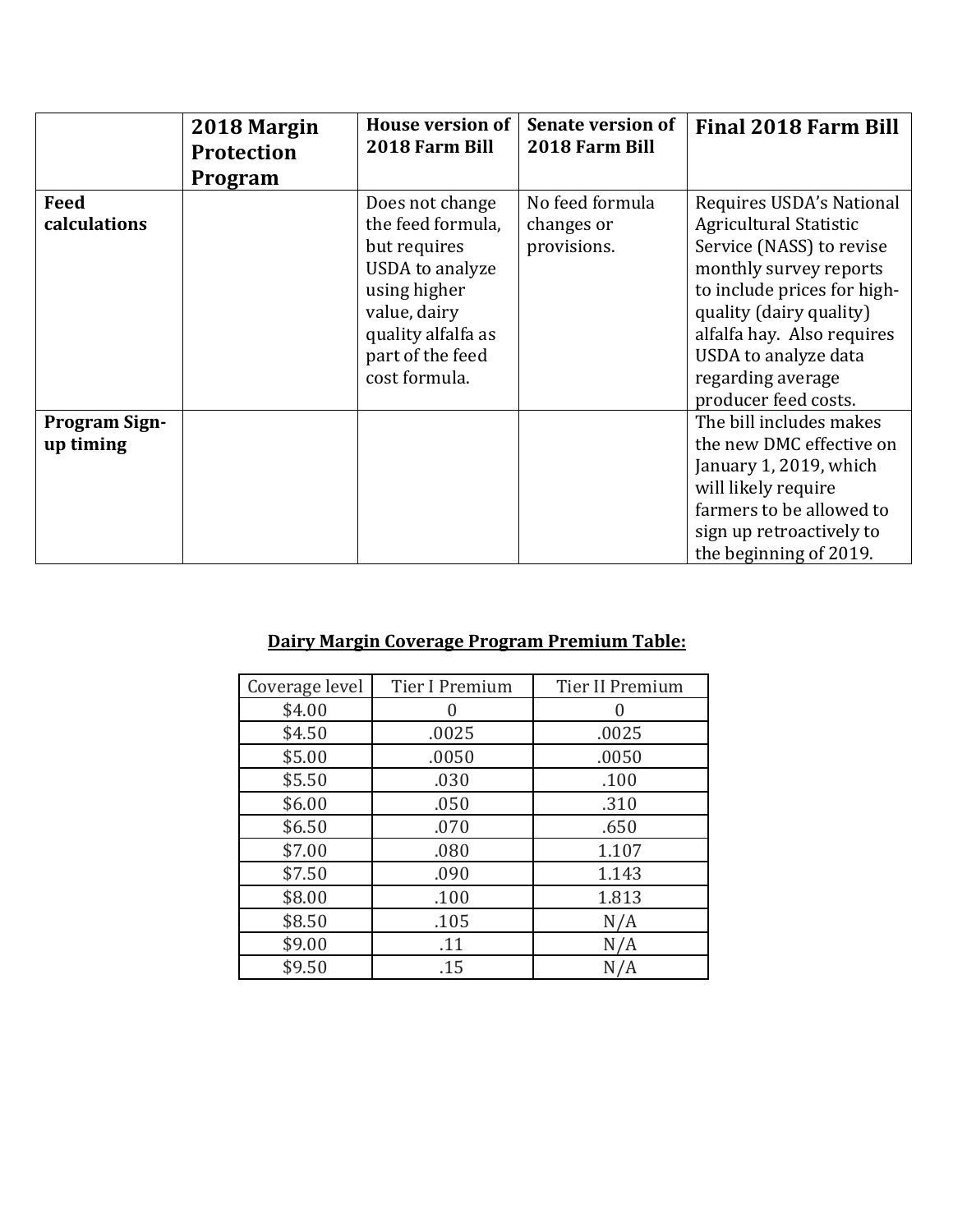| | 2018 Margin Protection Program | House version of 2018 Farm Bill | Senate version of 2018 Farm Bill | Final 2018 Farm Bill |
|---|---|---|---|---|
| **Feed calculations** | | Does not change the feed formula, but requires USDA to analyze using higher value, dairy quality alfalfa as part of the feed cost formula. | No feed formula changes or provisions. | Requires USDA's National Agricultural Statistic Service (NASS) to revise monthly survey reports to include prices for high-quality (dairy quality) alfalfa hay. Also requires USDA to analyze data regarding average producer feed costs. |
| **Program Sign-up timing** | | | | The bill includes makes the new DMC effective on January 1, 2019, which will likely require farmers to be allowed to sign up retroactively to the beginning of 2019. |

**Dairy Margin Coverage Program Premium Table:**

| Coverage level | Tier I Premium | Tier II Premium |
|---|---|---|
| $4.00 | 0 | 0 |
| $4.50 | .0025 | .0025 |
| $5.00 | .0050 | .0050 |
| $5.50 | .030 | .100 |
| $6.00 | .050 | .310 |
| $6.50 | .070 | .650 |
| $7.00 | .080 | 1.107 |
| $7.50 | .090 | 1.143 |
| $8.00 | .100 | 1.813 |
| $8.50 | .105 | N/A |
| $9.00 | .11 | N/A |
| $9.50 | .15 | N/A |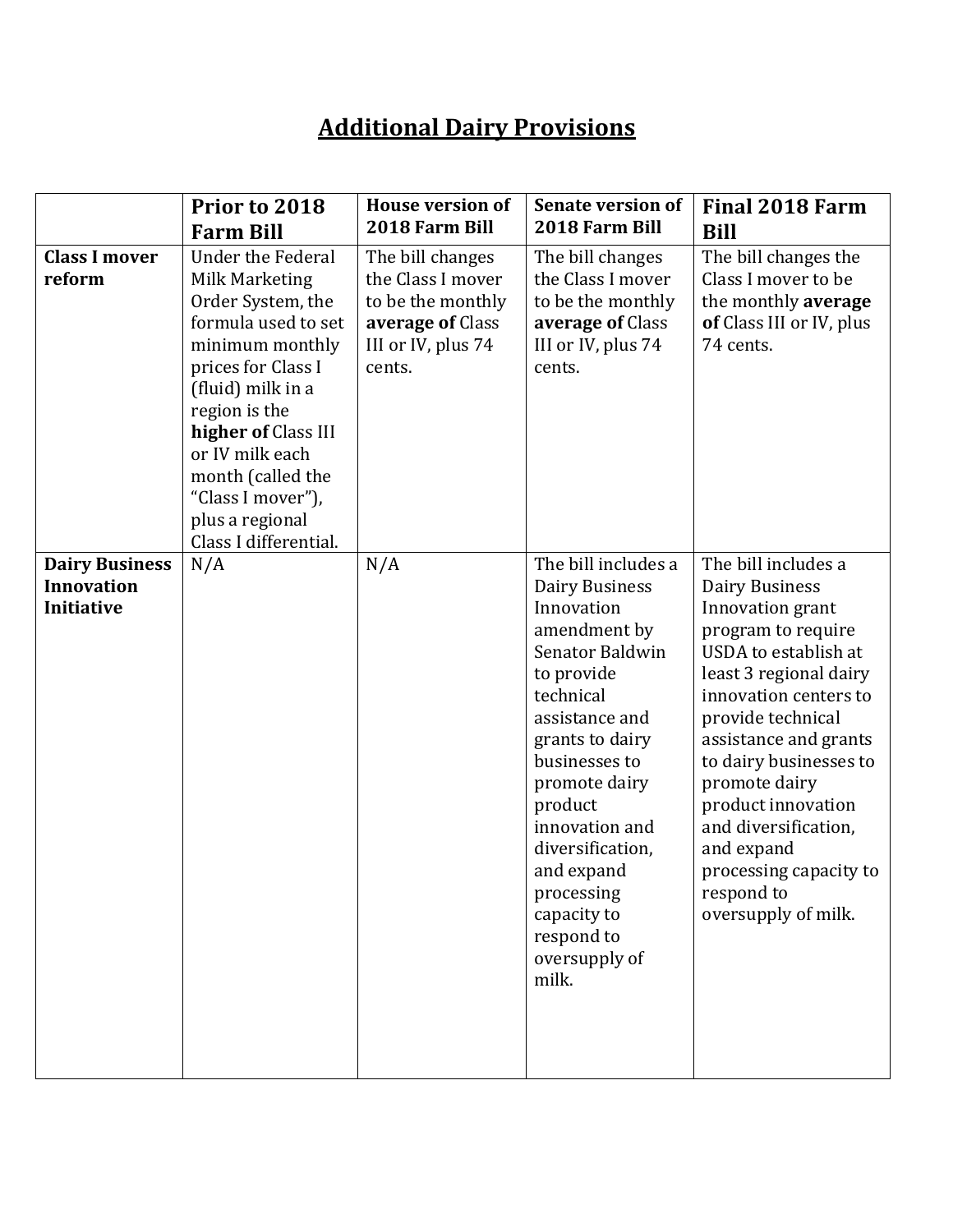# Additional Dairy Provisions

| | Prior to 2018 Farm Bill | House version of 2018 Farm Bill | Senate version of 2018 Farm Bill | Final 2018 Farm Bill |
|---|---|---|---|---|
| **Class I mover reform** | Under the Federal Milk Marketing Order System, the formula used to set minimum monthly prices for Class I (fluid) milk in a region is the **higher of** Class III or IV milk each month (called the "Class I mover"), plus a regional Class I differential. | The bill changes the Class I mover to be the monthly **average of** Class III or IV, plus 74 cents. | The bill changes the Class I mover to be the monthly **average of** Class III or IV, plus 74 cents. | The bill changes the Class I mover to be the monthly **average of** Class III or IV, plus 74 cents. |
| **Dairy Business Innovation Initiative** | N/A | N/A | The bill includes a Dairy Business Innovation amendment by Senator Baldwin to provide technical assistance and grants to dairy businesses to promote dairy product innovation and diversification, and expand processing capacity to respond to oversupply of milk. | The bill includes a Dairy Business Innovation grant program to require USDA to establish at least 3 regional dairy innovation centers to provide technical assistance and grants to dairy businesses to promote dairy product innovation and diversification, and expand processing capacity to respond to oversupply of milk. |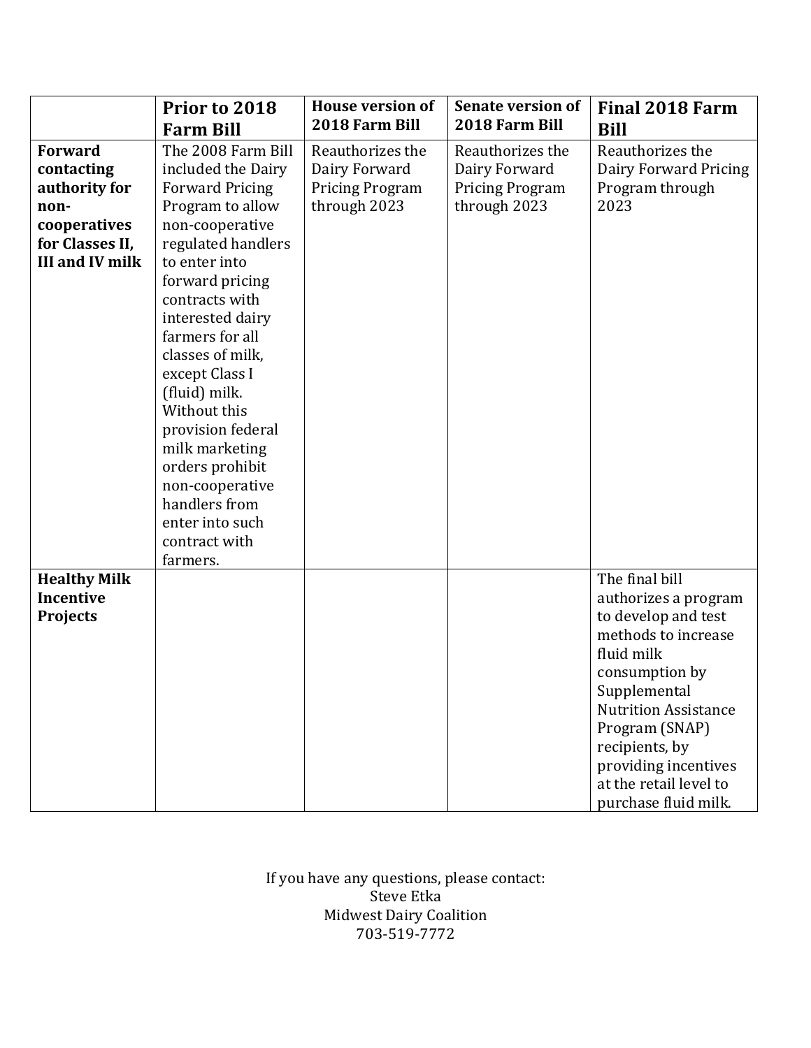| | Prior to 2018 Farm Bill | House version of 2018 Farm Bill | Senate version of 2018 Farm Bill | Final 2018 Farm Bill |
|---|---|---|---|---|
| **Forward contacting authority for non-cooperatives for Classes II, III and IV milk** | The 2008 Farm Bill included the Dairy Forward Pricing Program to allow non-cooperative regulated handlers to enter into forward pricing contracts with interested dairy farmers for all classes of milk, except Class I (fluid) milk. Without this provision federal milk marketing orders prohibit non-cooperative handlers from enter into such contract with farmers. | Reauthorizes the Dairy Forward Pricing Program through 2023 | Reauthorizes the Dairy Forward Pricing Program through 2023 | Reauthorizes the Dairy Forward Pricing Program through 2023 |
| **Healthy Milk Incentive Projects** | | | | The final bill authorizes a program to develop and test methods to increase fluid milk consumption by Supplemental Nutrition Assistance Program (SNAP) recipients, by providing incentives at the retail level to purchase fluid milk. |

If you have any questions, please contact:
Steve Etka
Midwest Dairy Coalition
703-519-7772